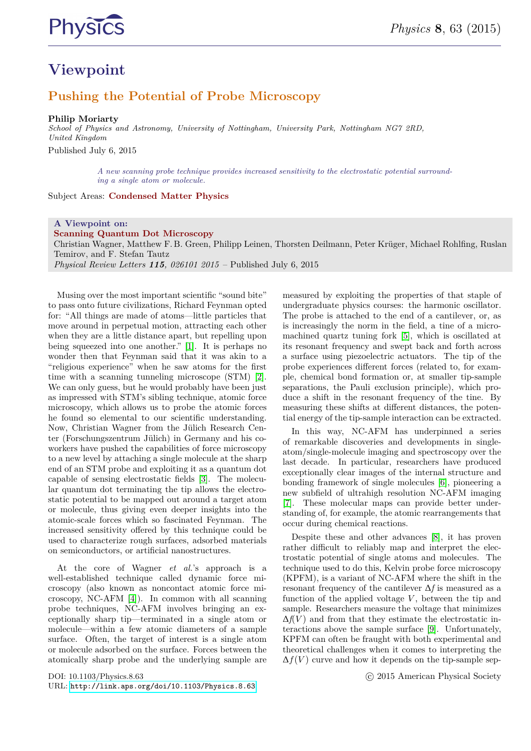# Viewpoint

## Pushing the Potential of Probe Microscopy

**Philip Moriarty**

*School of Physics and Astronomy, University of Nottingham, University Park, Nottingham NG7 2RD, United Kingdom*

Published July 6, 2015

*A new scanning probe technique provides increased sensitivity to the electrostatic potential surrounding a single atom or molecule.*

Subject Areas: **Condensed Matter Physics**

**A Viewpoint on:**
**Scanning Quantum Dot Microscopy**
Christian Wagner, Matthew F. B. Green, Philipp Leinen, Thorsten Deilmann, Peter Krüger, Michael Rohlfing, Ruslan Temirov, and F. Stefan Tautz
*Physical Review Letters* ***115****, 026101 2015* – Published July 6, 2015

Musing over the most important scientific "sound bite" to pass onto future civilizations, Richard Feynman opted for: "All things are made of atoms—little particles that move around in perpetual motion, attracting each other when they are a little distance apart, but repelling upon being squeezed into one another." [1]. It is perhaps no wonder then that Feynman said that it was akin to a "religious experience" when he saw atoms for the first time with a scanning tunneling microscope (STM) [2]. We can only guess, but he would probably have been just as impressed with STM's sibling technique, atomic force microscopy, which allows us to probe the atomic forces he found so elemental to our scientific understanding. Now, Christian Wagner from the Jülich Research Center (Forschungszentrum Jülich) in Germany and his coworkers have pushed the capabilities of force microscopy to a new level by attaching a single molecule at the sharp end of an STM probe and exploiting it as a quantum dot capable of sensing electrostatic fields [3]. The molecular quantum dot terminating the tip allows the electrostatic potential to be mapped out around a target atom or molecule, thus giving even deeper insights into the atomic-scale forces which so fascinated Feynman. The increased sensitivity offered by this technique could be used to characterize rough surfaces, adsorbed materials on semiconductors, or artificial nanostructures.

At the core of Wagner *et al.*'s approach is a well-established technique called dynamic force microscopy (also known as noncontact atomic force microscopy, NC-AFM [4]). In common with all scanning probe techniques, NC-AFM involves bringing an exceptionally sharp tip—terminated in a single atom or molecule—within a few atomic diameters of a sample surface. Often, the target of interest is a single atom or molecule adsorbed on the surface. Forces between the atomically sharp probe and the underlying sample are measured by exploiting the properties of that staple of undergraduate physics courses: the harmonic oscillator. The probe is attached to the end of a cantilever, or, as is increasingly the norm in the field, a tine of a micromachined quartz tuning fork [5], which is oscillated at its resonant frequency and swept back and forth across a surface using piezoelectric actuators. The tip of the probe experiences different forces (related to, for example, chemical bond formation or, at smaller tip-sample separations, the Pauli exclusion principle), which produce a shift in the resonant frequency of the tine. By measuring these shifts at different distances, the potential energy of the tip-sample interaction can be extracted.

In this way, NC-AFM has underpinned a series of remarkable discoveries and developments in single-atom/single-molecule imaging and spectroscopy over the last decade. In particular, researchers have produced exceptionally clear images of the internal structure and bonding framework of single molecules [6], pioneering a new subfield of ultrahigh resolution NC-AFM imaging [7]. These molecular maps can provide better understanding of, for example, the atomic rearrangements that occur during chemical reactions.

Despite these and other advances [8], it has proven rather difficult to reliably map and interpret the electrostatic potential of single atoms and molecules. The technique used to do this, Kelvin probe force microscopy (KPFM), is a variant of NC-AFM where the shift in the resonant frequency of the cantilever $\Delta f$ is measured as a function of the applied voltage $V$, between the tip and sample. Researchers measure the voltage that minimizes $\Delta f(V)$ and from that they estimate the electrostatic interactions above the sample surface [9]. Unfortunately, KPFM can often be fraught with both experimental and theoretical challenges when it comes to interpreting the $\Delta f(V)$ curve and how it depends on the tip-sample sep-

DOI: 10.1103/Physics.8.63
URL: http://link.aps.org/doi/10.1103/Physics.8.63

© 2015 American Physical Society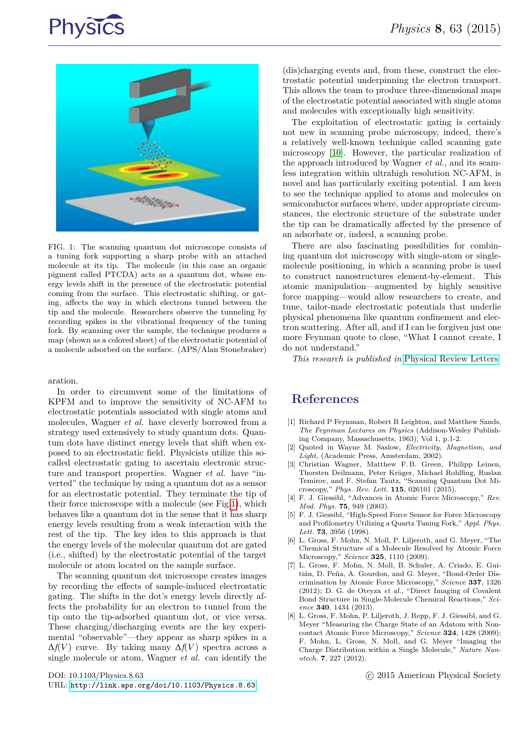FIG. 1: The scanning quantum dot microscope consists of a tuning fork supporting a sharp probe with an attached molecule at its tip. The molecule (in this case an organic pigment called PTCDA) acts as a quantum dot, whose energy levels shift in the presence of the electrostatic potential coming from the surface. This electrostatic shifting, or gating, affects the way in which electrons tunnel between the tip and the molecule. Researchers observe the tunneling by recording spikes in the vibrational frequency of the tuning fork. By scanning over the sample, the technique produces a map (shown as a colored sheet) of the electrostatic potential of a molecule adsorbed on the surface. (APS/Alan Stonebraker)

aration.

In order to circumvent some of the limitations of KPFM and to improve the sensitivity of NC-AFM to electrostatic potentials associated with single atoms and molecules, Wagner *et al.* have cleverly borrowed from a strategy used extensively to study quantum dots. Quantum dots have distinct energy levels that shift when exposed to an electrostatic field. Physicists utilize this so-called electrostatic gating to ascertain electronic structure and transport properties. Wagner *et al.* have "inverted" the technique by using a quantum dot as a sensor for an electrostatic potential. They terminate the tip of their force microscope with a molecule (see Fig 1), which behaves like a quantum dot in the sense that it has sharp energy levels resulting from a weak interaction with the rest of the tip. The key idea to this approach is that the energy levels of the molecular quantum dot are gated (i.e., shifted) by the electrostatic potential of the target molecule or atom located on the sample surface.

The scanning quantum dot microscope creates images by recording the effects of sample-induced electrostatic gating. The shifts in the dot's energy levels directly affects the probability for an electron to tunnel from the tip onto the tip-adsorbed quantum dot, or vice versa. These charging/discharging events are the key experimental "observable"—they appear as sharp spikes in a $\Delta f(V)$ curve. By taking many $\Delta f(V)$ spectra across a single molecule or atom, Wagner *et al.* can identify the (dis)charging events and, from these, construct the electrostatic potential underpinning the electron transport. This allows the team to produce three-dimensional maps of the electrostatic potential associated with single atoms and molecules with exceptionally high sensitivity.

The exploitation of electrostatic gating is certainly not new in scanning probe microscopy, indeed, there's a relatively well-known technique called scanning gate microscopy [10]. However, the particular realization of the approach introduced by Wagner *et al.*, and its seamless integration within ultrahigh resolution NC-AFM, is novel and has particularly exciting potential. I am keen to see the technique applied to atoms and molecules on semiconductor surfaces where, under appropriate circumstances, the electronic structure of the substrate under the tip can be dramatically affected by the presence of an adsorbate or, indeed, a scanning probe.

There are also fascinating possibilities for combining quantum dot microscopy with single-atom or single-molecule positioning, in which a scanning probe is used to construct nanostructures element-by-element. This atomic manipulation—augmented by highly sensitive force mapping—would allow researchers to create, and tune, tailor-made electrostatic potentials that underlie physical phenomena like quantum confinement and electron scattering. After all, and if I can be forgiven just one more Feynman quote to close, "What I cannot create, I do not understand."

*This research is published in* Physical Review Letters.

## References

[1] Richard P Feynman, Robert B Leighton, and Matthew Sands, *The Feynman Lectures on Physics* (Addison-Wesley Publishing Company, Massachusetts, 1963), Vol 1, p.1-2.

[2] Quoted in Wayne M. Saslow, *Electricity, Magnetism, and Light,* (Academic Press, Amsterdam, 2002).

[3] Christian Wagner, Matthew F.B. Green, Philipp Leinen, Thorsten Deilmann, Peter Krüger, Michael Rohlfing, Ruslan Temirov, and F. Stefan Tautz, "Scanning Quantum Dot Microscopy," *Phys. Rev. Lett.* **115**, 026101 (2015).

[4] F. J. Giessibl, "Advances in Atomic Force Microscopy," *Rev. Mod. Phys.* **75**, 949 (2003).

[5] F. J. Giessibl, "High-Speed Force Sensor for Force Microscopy and Profilometry Utilizing a Quartz Tuning Fork," *Appl. Phys. Lett.* **73**, 3956 (1998).

[6] L. Gross, F. Mohn, N. Moll, P. Liljeroth, and G. Meyer, "The Chemical Structure of a Molecule Resolved by Atomic Force Microscopy," *Science* **325**, 1110 (2009).

[7] L. Gross, F. Mohn, N. Moll, B. Schuler, A. Criado, E. Guitián, D. Peña, A. Gourdon, and G. Meyer, "Bond-Order Discrimination by Atomic Force Microscopy," *Science* **337**, 1326 (2012); D. G. de Oteyza *et al.*, "Direct Imaging of Covalent Bond Structure in Single-Molecule Chemical Reactions," *Science* **340**, 1434 (2013).

[8] L. Gross, F. Mohn, P. Liljeroth, J. Repp, F. J. Giessibl, and G. Meyer "Measuring the Charge State of an Adatom with Non-contact Atomic Force Microscopy," *Science* **324**, 1428 (2009); F. Mohn, L. Gross, N. Moll, and G. Meyer "Imaging the Charge Distribution within a Single Molecule," *Nature Nanotech.* **7**, 227 (2012).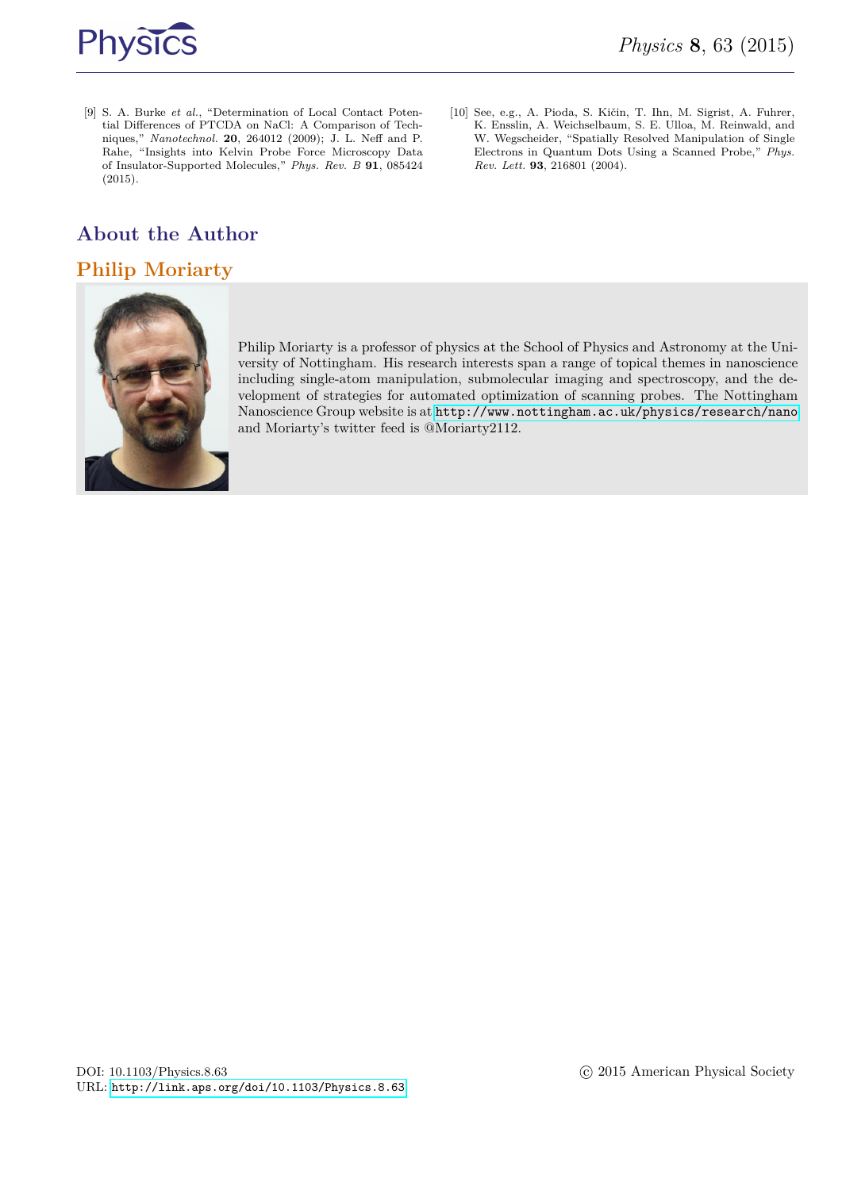[9] S. A. Burke *et al.*, "Determination of Local Contact Potential Differences of PTCDA on NaCl: A Comparison of Techniques," *Nanotechnol.* **20**, 264012 (2009); J. L. Neff and P. Rahe, "Insights into Kelvin Probe Force Microscopy Data of Insulator-Supported Molecules," *Phys. Rev. B* **91**, 085424 (2015).

[10] See, e.g., A. Pioda, S. Kičin, T. Ihn, M. Sigrist, A. Fuhrer, K. Ensslin, A. Weichselbaum, S. E. Ulloa, M. Reinwald, and W. Wegscheider, "Spatially Resolved Manipulation of Single Electrons in Quantum Dots Using a Scanned Probe," *Phys. Rev. Lett.* **93**, 216801 (2004).

## About the Author

### Philip Moriarty

Philip Moriarty is a professor of physics at the School of Physics and Astronomy at the University of Nottingham. His research interests span a range of topical themes in nanoscience including single-atom manipulation, submolecular imaging and spectroscopy, and the development of strategies for automated optimization of scanning probes. The Nottingham Nanoscience Group website is at http://www.nottingham.ac.uk/physics/research/nano and Moriarty's twitter feed is @Moriarty2112.

DOI: 10.1103/Physics.8.63
URL: http://link.aps.org/doi/10.1103/Physics.8.63

© 2015 American Physical Society